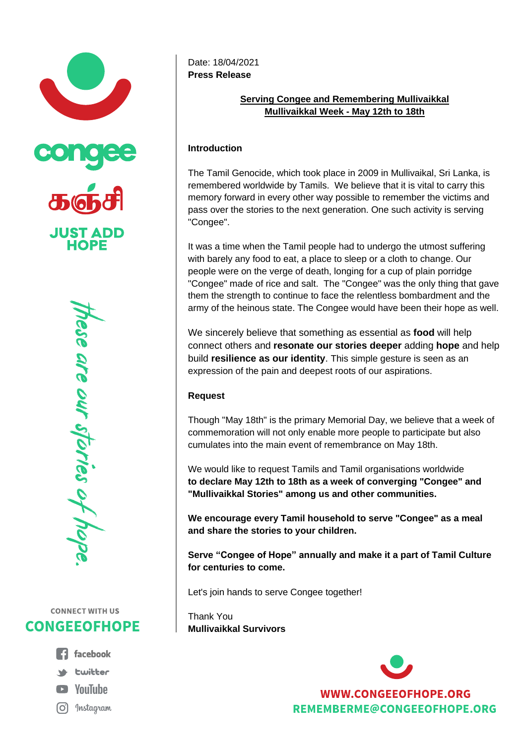congee

கஞ்சி

JUST ADD HOPE

these are our stories of hope.

CONNECT WITH US

CONGEEOFHOPE

facebook

twitter

YouTube

Instagram

Date: 18/04/2021

**Press Release**

## Serving Congee and Remembering Mullivaikkal
## Mullivaikkal Week - May 12th to 18th

### Introduction

The Tamil Genocide, which took place in 2009 in Mullivaikal, Sri Lanka, is remembered worldwide by Tamils. We believe that it is vital to carry this memory forward in every other way possible to remember the victims and pass over the stories to the next generation. One such activity is serving "Congee".

It was a time when the Tamil people had to undergo the utmost suffering with barely any food to eat, a place to sleep or a cloth to change. Our people were on the verge of death, longing for a cup of plain porridge "Congee" made of rice and salt. The "Congee" was the only thing that gave them the strength to continue to face the relentless bombardment and the army of the heinous state. The Congee would have been their hope as well.

We sincerely believe that something as essential as **food** will help connect others and **resonate our stories deeper** adding **hope** and help build **resilience as our identity**. This simple gesture is seen as an expression of the pain and deepest roots of our aspirations.

### Request

Though "May 18th" is the primary Memorial Day, we believe that a week of commemoration will not only enable more people to participate but also cumulates into the main event of remembrance on May 18th.

We would like to request Tamils and Tamil organisations worldwide **to declare May 12th to 18th as a week of converging "Congee" and "Mullivaikkal Stories" among us and other communities.**

**We encourage every Tamil household to serve "Congee" as a meal and share the stories to your children.**

**Serve "Congee of Hope" annually and make it a part of Tamil Culture for centuries to come.**

Let's join hands to serve Congee together!

Thank You

**Mullivaikkal Survivors**

WWW.CONGEEOFHOPE.ORG

REMEMBERME@CONGEEOFHOPE.ORG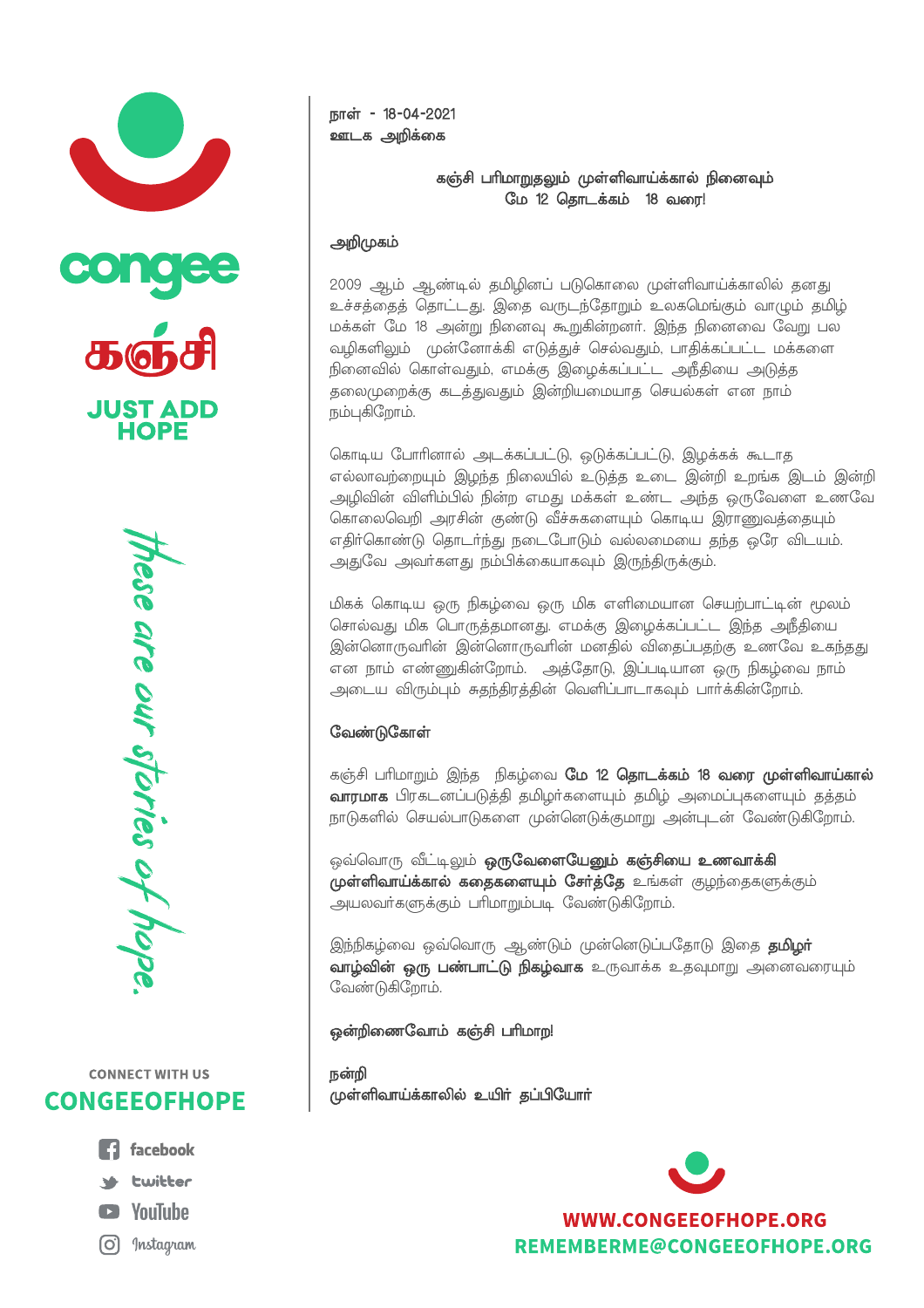congee

கஞ்சி

JUST ADD HOPE

*these are our stories of hope.*

CONNECT WITH US

CONGEEOFHOPE

facebook

twitter

YouTube

Instagram

நாள் - 18-04-2021

ஊடக அறிக்கை

**கஞ்சி பரிமாறுதலும் முள்ளிவாய்க்கால் நினைவும்**
**மே 12 தொடக்கம் 18 வரை!**

**அறிமுகம்**

2009 ஆம் ஆண்டில் தமிழினப் படுகொலை முள்ளிவாய்க்காலில் தனது உச்சத்தைத் தொட்டது. இதை வருடந்தோறும் உலகமெங்கும் வாழும் தமிழ் மக்கள் மே 18 அன்று நினைவு கூறுகின்றனர். இந்த நினைவை வேறு பல வழிகளிலும் முன்னோக்கி எடுத்துச் செல்வதும், பாதிக்கப்பட்ட மக்களை நினைவில் கொள்வதும், எமக்கு இழைக்கப்பட்ட அநீதியை அடுத்த தலைமுறைக்கு கடத்துவதும் இன்றியமையாத செயல்கள் என நாம் நம்புகிறோம்.

கொடிய போரினால் அடக்கப்பட்டு, ஒடுக்கப்பட்டு, இழக்கக் கூடாத எல்லாவற்றையும் இழந்த நிலையில் உடுத்த உடை இன்றி உறங்க இடம் இன்றி அழிவின் விளிம்பில் நின்ற எமது மக்கள் உண்ட அந்த ஒருவேளை உணவே கொலைவெறி அரசின் குண்டு வீச்சுகளையும் கொடிய இராணுவத்தையும் எதிர்கொண்டு தொடர்ந்து நடைபோடும் வல்லமையை தந்த ஒரே விடயம். அதுவே அவர்களது நம்பிக்கையாகவும் இருந்திருக்கும்.

மிகக் கொடிய ஒரு நிகழ்வை ஒரு மிக எளிமையான செயற்பாட்டின் மூலம் சொல்வது மிக பொருத்தமானது. எமக்கு இழைக்கப்பட்ட இந்த அநீதியை இன்னொருவரின் இன்னொருவரின் மனதில் விதைப்பதற்கு உணவே உகந்தது என நாம் எண்ணுகின்றோம். அத்தோடு, இப்படியான ஒரு நிகழ்வை நாம் அடைய விரும்பும் சுதந்திரத்தின் வெளிப்பாடாகவும் பார்க்கின்றோம்.

**வேண்டுகோள்**

கஞ்சி பரிமாறும் இந்த நிகழ்வை **மே 12 தொடக்கம் 18 வரை முள்ளிவாய்கால் வாரமாக** பிரகடனப்படுத்தி தமிழர்களையும் தமிழ் அமைப்புகளையும் தத்தம் நாடுகளில் செயல்பாடுகளை முன்னெடுக்குமாறு அன்புடன் வேண்டுகிறோம்.

ஒவ்வொரு வீட்டிலும் **ஒருவேளையேனும் கஞ்சியை உணவாக்கி முள்ளிவாய்க்கால் கதைகளையும் சேர்த்தே** உங்கள் குழந்தைகளுக்கும் அயலவர்களுக்கும் பரிமாறும்படி வேண்டுகிறோம்.

இந்நிகழ்வை ஒவ்வொரு ஆண்டும் முன்னெடுப்பதோடு இதை **தமிழர் வாழ்வின் ஒரு பண்பாட்டு நிகழ்வாக** உருவாக்க உதவுமாறு அனைவரையும் வேண்டுகிறோம்.

**ஒன்றிணைவோம் கஞ்சி பரிமாற!**

**நன்றி**
**முள்ளிவாய்க்காலில் உயிர் தப்பியோர்**

**WWW.CONGEEOFHOPE.ORG**
**REMEMBERME@CONGEEOFHOPE.ORG**